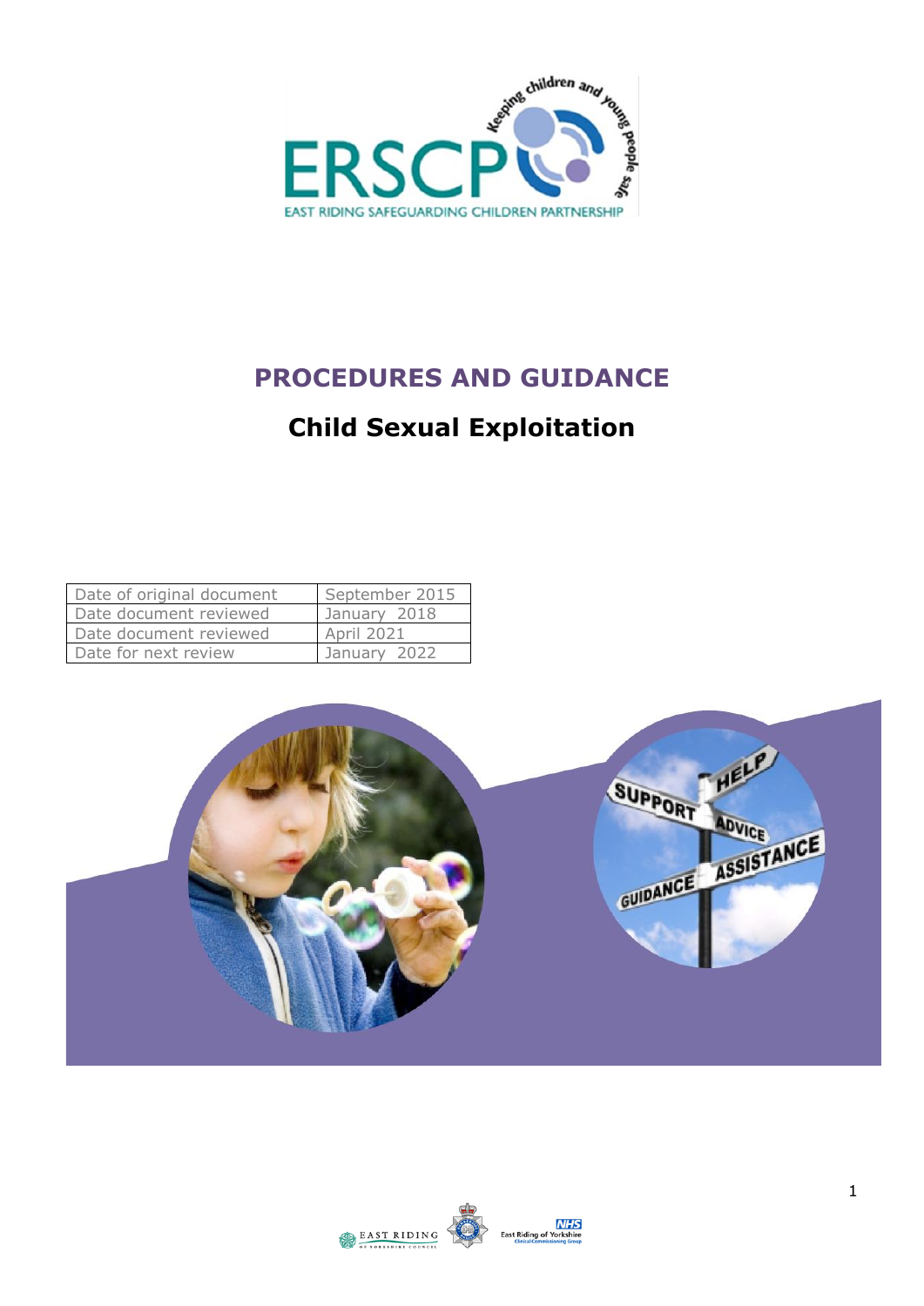ERSCP

EAST RIDING SAFEGUARDING CHILDREN PARTNERSHIP

Keeping children and young people safe

# PROCEDURES AND GUIDANCE

## Child Sexual Exploitation

| | |
|---|---|
| Date of original document | September 2015 |
| Date document reviewed | January 2018 |
| Date document reviewed | April 2021 |
| Date for next review | January 2022 |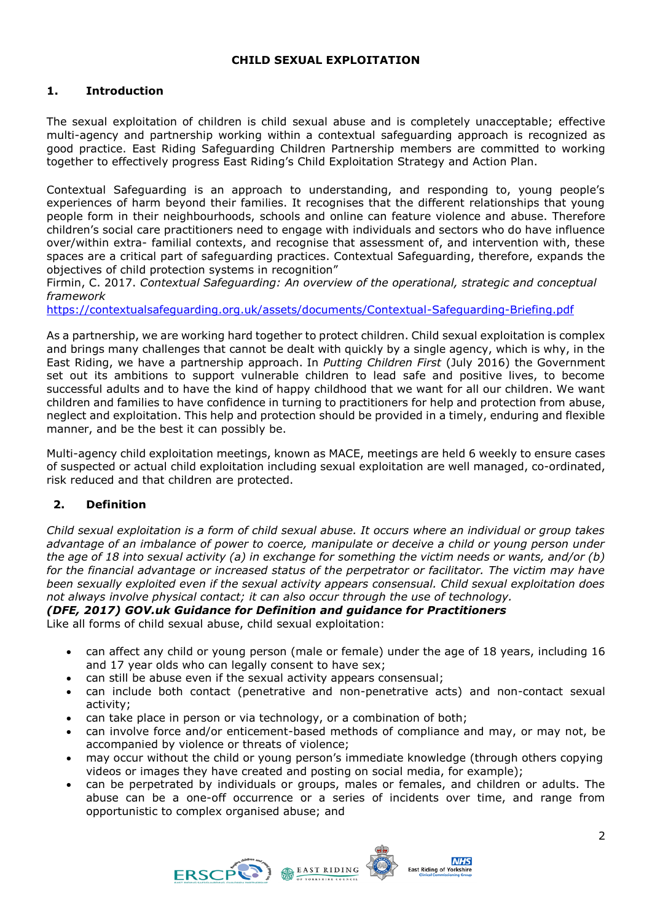**CHILD SEXUAL EXPLOITATION**

## 1. Introduction

The sexual exploitation of children is child sexual abuse and is completely unacceptable; effective multi-agency and partnership working within a contextual safeguarding approach is recognized as good practice. East Riding Safeguarding Children Partnership members are committed to working together to effectively progress East Riding's Child Exploitation Strategy and Action Plan.

Contextual Safeguarding is an approach to understanding, and responding to, young people's experiences of harm beyond their families. It recognises that the different relationships that young people form in their neighbourhoods, schools and online can feature violence and abuse. Therefore children's social care practitioners need to engage with individuals and sectors who do have influence over/within extra- familial contexts, and recognise that assessment of, and intervention with, these spaces are a critical part of safeguarding practices. Contextual Safeguarding, therefore, expands the objectives of child protection systems in recognition"
Firmin, C. 2017. *Contextual Safeguarding: An overview of the operational, strategic and conceptual framework*
https://contextualsafeguarding.org.uk/assets/documents/Contextual-Safeguarding-Briefing.pdf

As a partnership, we are working hard together to protect children. Child sexual exploitation is complex and brings many challenges that cannot be dealt with quickly by a single agency, which is why, in the East Riding, we have a partnership approach. In *Putting Children First* (July 2016) the Government set out its ambitions to support vulnerable children to lead safe and positive lives, to become successful adults and to have the kind of happy childhood that we want for all our children. We want children and families to have confidence in turning to practitioners for help and protection from abuse, neglect and exploitation. This help and protection should be provided in a timely, enduring and flexible manner, and be the best it can possibly be.

Multi-agency child exploitation meetings, known as MACE, meetings are held 6 weekly to ensure cases of suspected or actual child exploitation including sexual exploitation are well managed, co-ordinated, risk reduced and that children are protected.

## 2. Definition

*Child sexual exploitation is a form of child sexual abuse. It occurs where an individual or group takes advantage of an imbalance of power to coerce, manipulate or deceive a child or young person under the age of 18 into sexual activity (a) in exchange for something the victim needs or wants, and/or (b) for the financial advantage or increased status of the perpetrator or facilitator. The victim may have been sexually exploited even if the sexual activity appears consensual. Child sexual exploitation does not always involve physical contact; it can also occur through the use of technology.*
***(DFE, 2017) GOV.uk Guidance for Definition and guidance for Practitioners***
Like all forms of child sexual abuse, child sexual exploitation:

- can affect any child or young person (male or female) under the age of 18 years, including 16 and 17 year olds who can legally consent to have sex;
- can still be abuse even if the sexual activity appears consensual;
- can include both contact (penetrative and non-penetrative acts) and non-contact sexual activity;
- can take place in person or via technology, or a combination of both;
- can involve force and/or enticement-based methods of compliance and may, or may not, be accompanied by violence or threats of violence;
- may occur without the child or young person's immediate knowledge (through others copying videos or images they have created and posting on social media, for example);
- can be perpetrated by individuals or groups, males or females, and children or adults. The abuse can be a one-off occurrence or a series of incidents over time, and range from opportunistic to complex organised abuse; and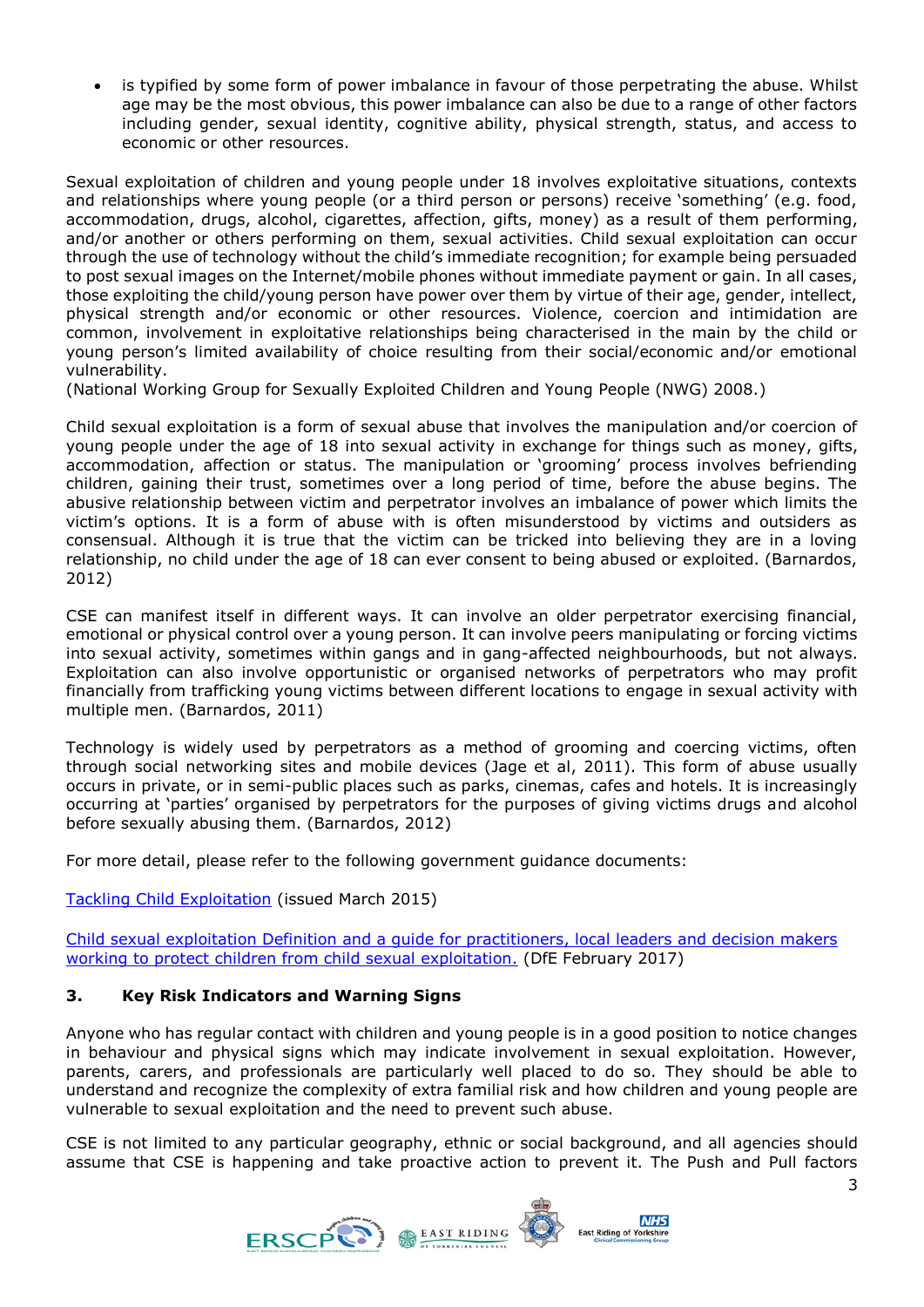- is typified by some form of power imbalance in favour of those perpetrating the abuse. Whilst age may be the most obvious, this power imbalance can also be due to a range of other factors including gender, sexual identity, cognitive ability, physical strength, status, and access to economic or other resources.

Sexual exploitation of children and young people under 18 involves exploitative situations, contexts and relationships where young people (or a third person or persons) receive 'something' (e.g. food, accommodation, drugs, alcohol, cigarettes, affection, gifts, money) as a result of them performing, and/or another or others performing on them, sexual activities. Child sexual exploitation can occur through the use of technology without the child's immediate recognition; for example being persuaded to post sexual images on the Internet/mobile phones without immediate payment or gain. In all cases, those exploiting the child/young person have power over them by virtue of their age, gender, intellect, physical strength and/or economic or other resources. Violence, coercion and intimidation are common, involvement in exploitative relationships being characterised in the main by the child or young person's limited availability of choice resulting from their social/economic and/or emotional vulnerability.
(National Working Group for Sexually Exploited Children and Young People (NWG) 2008.)

Child sexual exploitation is a form of sexual abuse that involves the manipulation and/or coercion of young people under the age of 18 into sexual activity in exchange for things such as money, gifts, accommodation, affection or status. The manipulation or 'grooming' process involves befriending children, gaining their trust, sometimes over a long period of time, before the abuse begins. The abusive relationship between victim and perpetrator involves an imbalance of power which limits the victim's options. It is a form of abuse with is often misunderstood by victims and outsiders as consensual. Although it is true that the victim can be tricked into believing they are in a loving relationship, no child under the age of 18 can ever consent to being abused or exploited. (Barnardos, 2012)

CSE can manifest itself in different ways. It can involve an older perpetrator exercising financial, emotional or physical control over a young person. It can involve peers manipulating or forcing victims into sexual activity, sometimes within gangs and in gang-affected neighbourhoods, but not always. Exploitation can also involve opportunistic or organised networks of perpetrators who may profit financially from trafficking young victims between different locations to engage in sexual activity with multiple men. (Barnardos, 2011)

Technology is widely used by perpetrators as a method of grooming and coercing victims, often through social networking sites and mobile devices (Jage et al, 2011). This form of abuse usually occurs in private, or in semi-public places such as parks, cinemas, cafes and hotels. It is increasingly occurring at 'parties' organised by perpetrators for the purposes of giving victims drugs and alcohol before sexually abusing them. (Barnardos, 2012)

For more detail, please refer to the following government guidance documents:

Tackling Child Exploitation (issued March 2015)

Child sexual exploitation Definition and a guide for practitioners, local leaders and decision makers working to protect children from child sexual exploitation. (DfE February 2017)

## 3. Key Risk Indicators and Warning Signs

Anyone who has regular contact with children and young people is in a good position to notice changes in behaviour and physical signs which may indicate involvement in sexual exploitation. However, parents, carers, and professionals are particularly well placed to do so. They should be able to understand and recognize the complexity of extra familial risk and how children and young people are vulnerable to sexual exploitation and the need to prevent such abuse.

CSE is not limited to any particular geography, ethnic or social background, and all agencies should assume that CSE is happening and take proactive action to prevent it. The Push and Pull factors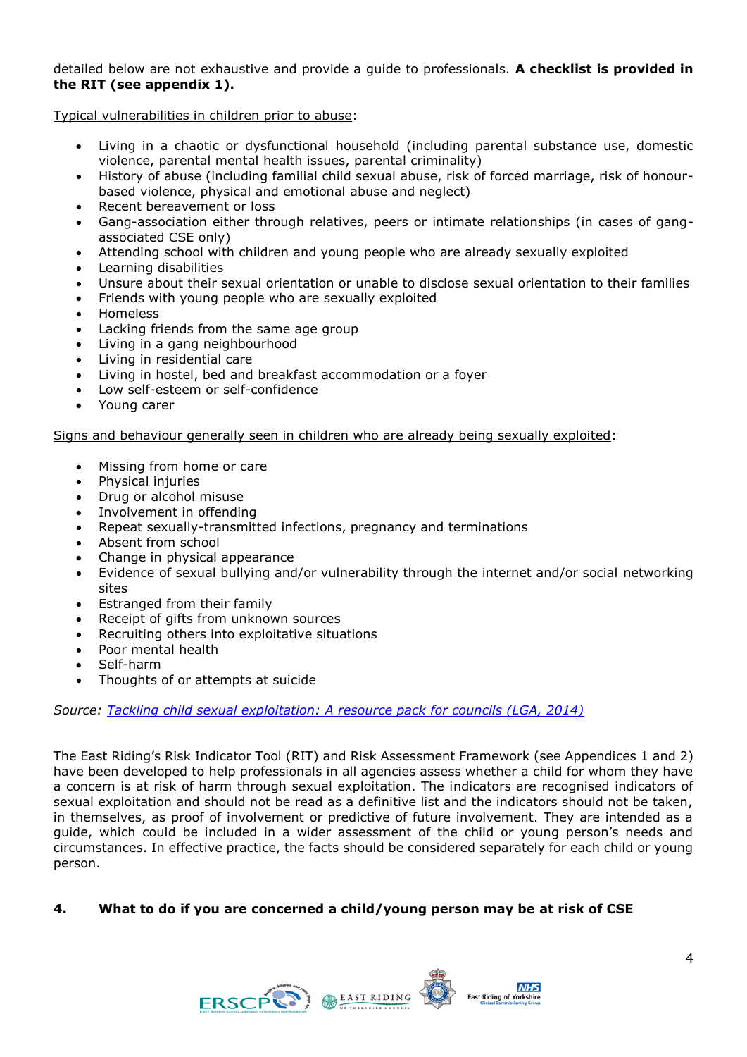detailed below are not exhaustive and provide a guide to professionals. **A checklist is provided in the RIT (see appendix 1).**

Typical vulnerabilities in children prior to abuse:

- Living in a chaotic or dysfunctional household (including parental substance use, domestic violence, parental mental health issues, parental criminality)
- History of abuse (including familial child sexual abuse, risk of forced marriage, risk of honour-based violence, physical and emotional abuse and neglect)
- Recent bereavement or loss
- Gang-association either through relatives, peers or intimate relationships (in cases of gang-associated CSE only)
- Attending school with children and young people who are already sexually exploited
- Learning disabilities
- Unsure about their sexual orientation or unable to disclose sexual orientation to their families
- Friends with young people who are sexually exploited
- Homeless
- Lacking friends from the same age group
- Living in a gang neighbourhood
- Living in residential care
- Living in hostel, bed and breakfast accommodation or a foyer
- Low self-esteem or self-confidence
- Young carer

Signs and behaviour generally seen in children who are already being sexually exploited:

- Missing from home or care
- Physical injuries
- Drug or alcohol misuse
- Involvement in offending
- Repeat sexually-transmitted infections, pregnancy and terminations
- Absent from school
- Change in physical appearance
- Evidence of sexual bullying and/or vulnerability through the internet and/or social networking sites
- Estranged from their family
- Receipt of gifts from unknown sources
- Recruiting others into exploitative situations
- Poor mental health
- Self-harm
- Thoughts of or attempts at suicide

*Source: Tackling child sexual exploitation: A resource pack for councils (LGA, 2014)*

The East Riding's Risk Indicator Tool (RIT) and Risk Assessment Framework (see Appendices 1 and 2) have been developed to help professionals in all agencies assess whether a child for whom they have a concern is at risk of harm through sexual exploitation. The indicators are recognised indicators of sexual exploitation and should not be read as a definitive list and the indicators should not be taken, in themselves, as proof of involvement or predictive of future involvement. They are intended as a guide, which could be included in a wider assessment of the child or young person's needs and circumstances. In effective practice, the facts should be considered separately for each child or young person.

## 4. What to do if you are concerned a child/young person may be at risk of CSE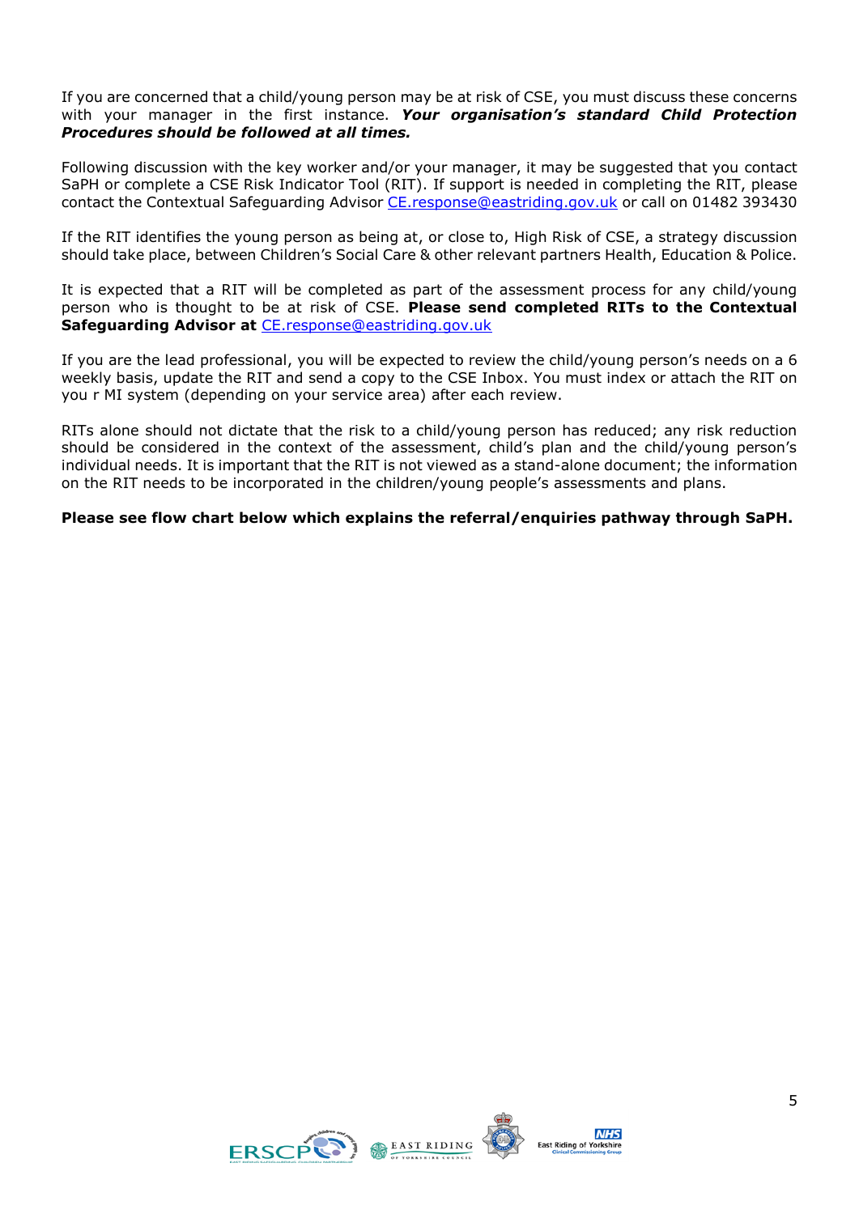If you are concerned that a child/young person may be at risk of CSE, you must discuss these concerns with your manager in the first instance. ***Your organisation's standard Child Protection Procedures should be followed at all times.***

Following discussion with the key worker and/or your manager, it may be suggested that you contact SaPH or complete a CSE Risk Indicator Tool (RIT). If support is needed in completing the RIT, please contact the Contextual Safeguarding Advisor CE.response@eastriding.gov.uk or call on 01482 393430

If the RIT identifies the young person as being at, or close to, High Risk of CSE, a strategy discussion should take place, between Children's Social Care & other relevant partners Health, Education & Police.

It is expected that a RIT will be completed as part of the assessment process for any child/young person who is thought to be at risk of CSE. **Please send completed RITs to the Contextual Safeguarding Advisor at** CE.response@eastriding.gov.uk

If you are the lead professional, you will be expected to review the child/young person's needs on a 6 weekly basis, update the RIT and send a copy to the CSE Inbox. You must index or attach the RIT on you r MI system (depending on your service area) after each review.

RITs alone should not dictate that the risk to a child/young person has reduced; any risk reduction should be considered in the context of the assessment, child's plan and the child/young person's individual needs. It is important that the RIT is not viewed as a stand-alone document; the information on the RIT needs to be incorporated in the children/young people's assessments and plans.

**Please see flow chart below which explains the referral/enquiries pathway through SaPH.**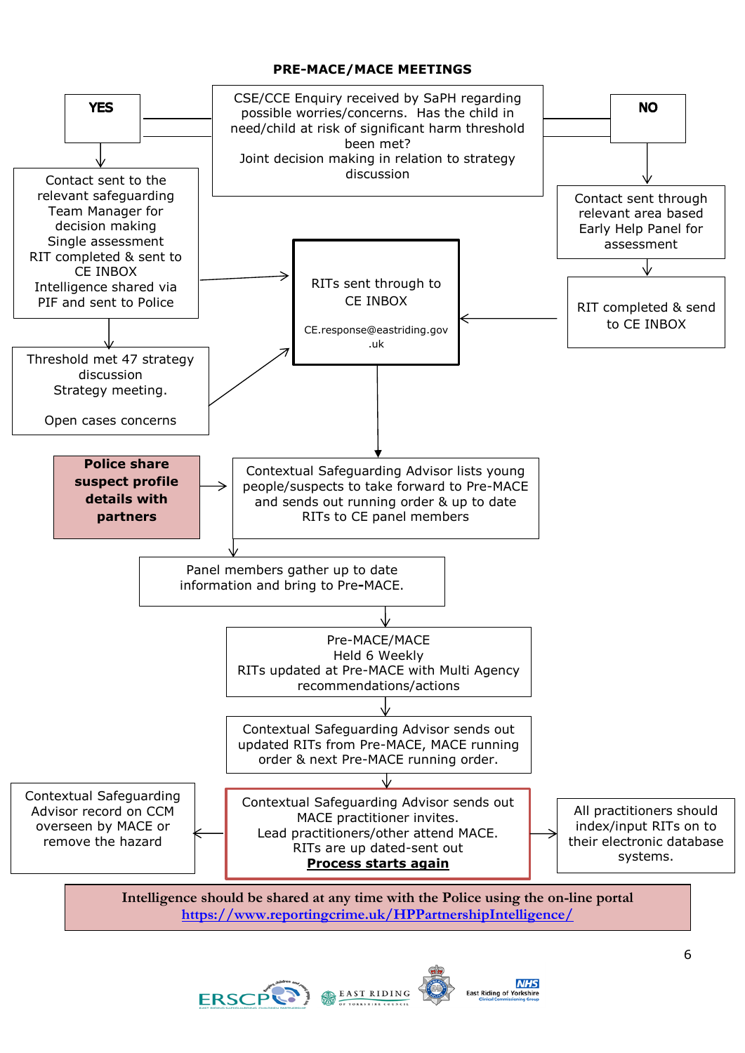## PRE-MACE/MACE MEETINGS

CSE/CCE Enquiry received by SaPH regarding possible worries/concerns. Has the child in need/child at risk of significant harm threshold been met?
Joint decision making in relation to strategy discussion

**YES**

Contact sent to the relevant safeguarding Team Manager for decision making
Single assessment
RIT completed & sent to CE INBOX
Intelligence shared via PIF and sent to Police

Threshold met 47 strategy discussion
Strategy meeting.

Open cases concerns

**NO**

Contact sent through relevant area based Early Help Panel for assessment

RIT completed & send to CE INBOX

RITs sent through to CE INBOX

CE.response@eastriding.gov.uk

**Police share suspect profile details with partners**

Contextual Safeguarding Advisor lists young people/suspects to take forward to Pre-MACE and sends out running order & up to date RITs to CE panel members

Panel members gather up to date information and bring to Pre-MACE.

Pre-MACE/MACE
Held 6 Weekly
RITs updated at Pre-MACE with Multi Agency recommendations/actions

Contextual Safeguarding Advisor sends out updated RITs from Pre-MACE, MACE running order & next Pre-MACE running order.

Contextual Safeguarding Advisor sends out MACE practitioner invites.
Lead practitioners/other attend MACE.
RITs are up dated-sent out
**Process starts again**

Contextual Safeguarding Advisor record on CCM overseen by MACE or remove the hazard

All practitioners should index/input RITs on to their electronic database systems.

**Intelligence should be shared at any time with the Police using the on-line portal**
**https://www.reportingcrime.uk/HPPartnershipIntelligence/**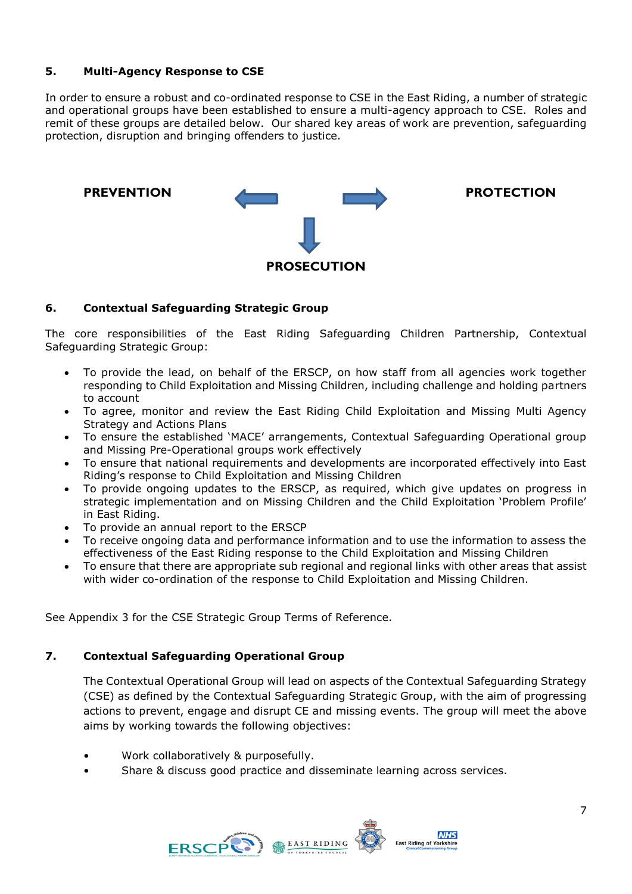## 5. Multi-Agency Response to CSE

In order to ensure a robust and co-ordinated response to CSE in the East Riding, a number of strategic and operational groups have been established to ensure a multi-agency approach to CSE. Roles and remit of these groups are detailed below. Our shared key areas of work are prevention, safeguarding protection, disruption and bringing offenders to justice.

**PREVENTION** ← → **PROTECTION**

↓

**PROSECUTION**

## 6. Contextual Safeguarding Strategic Group

The core responsibilities of the East Riding Safeguarding Children Partnership, Contextual Safeguarding Strategic Group:

- To provide the lead, on behalf of the ERSCP, on how staff from all agencies work together responding to Child Exploitation and Missing Children, including challenge and holding partners to account
- To agree, monitor and review the East Riding Child Exploitation and Missing Multi Agency Strategy and Actions Plans
- To ensure the established 'MACE' arrangements, Contextual Safeguarding Operational group and Missing Pre-Operational groups work effectively
- To ensure that national requirements and developments are incorporated effectively into East Riding's response to Child Exploitation and Missing Children
- To provide ongoing updates to the ERSCP, as required, which give updates on progress in strategic implementation and on Missing Children and the Child Exploitation 'Problem Profile' in East Riding.
- To provide an annual report to the ERSCP
- To receive ongoing data and performance information and to use the information to assess the effectiveness of the East Riding response to the Child Exploitation and Missing Children
- To ensure that there are appropriate sub regional and regional links with other areas that assist with wider co-ordination of the response to Child Exploitation and Missing Children.

See Appendix 3 for the CSE Strategic Group Terms of Reference.

## 7. Contextual Safeguarding Operational Group

The Contextual Operational Group will lead on aspects of the Contextual Safeguarding Strategy (CSE) as defined by the Contextual Safeguarding Strategic Group, with the aim of progressing actions to prevent, engage and disrupt CE and missing events. The group will meet the above aims by working towards the following objectives:

- Work collaboratively & purposefully.
- Share & discuss good practice and disseminate learning across services.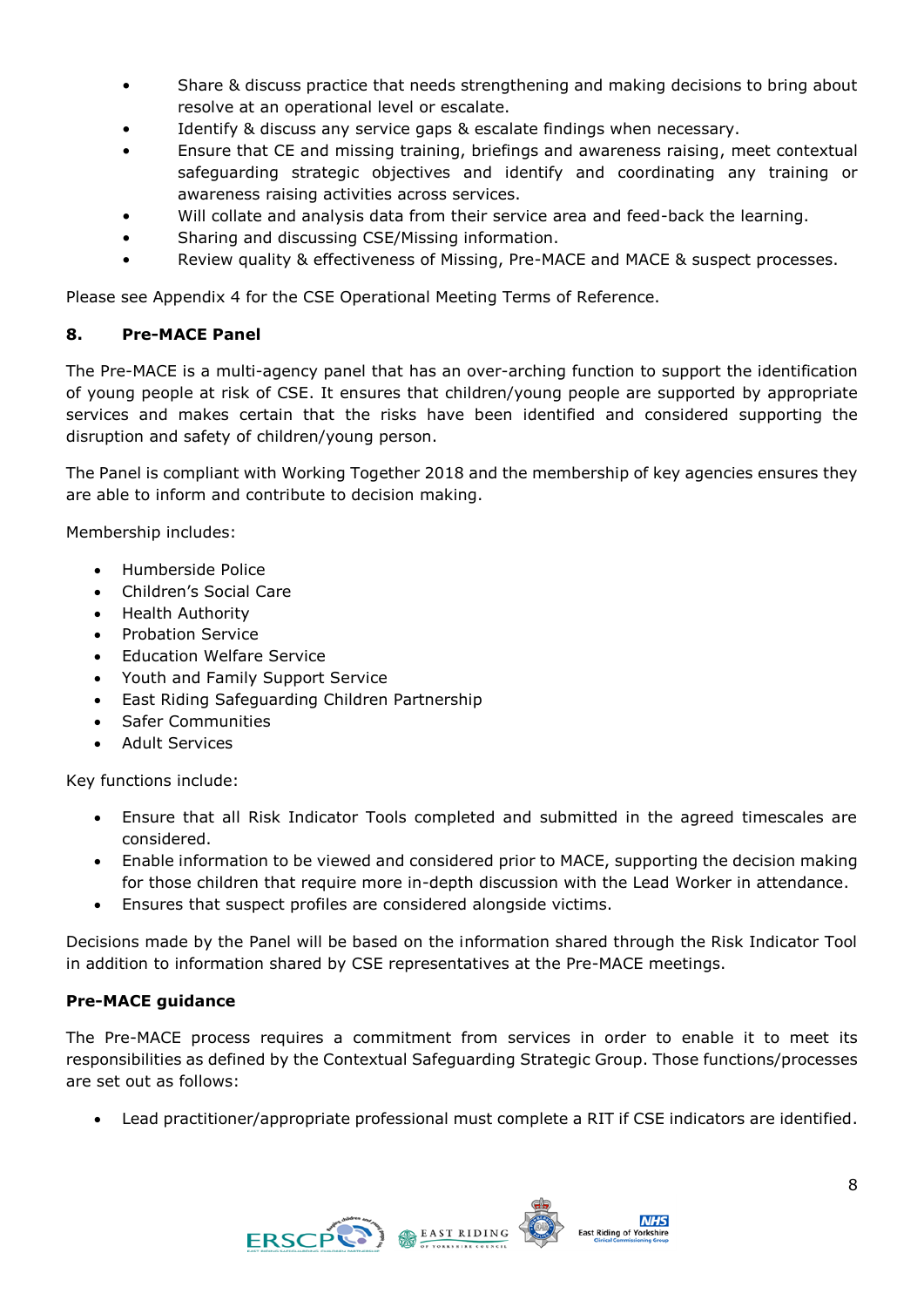- Share & discuss practice that needs strengthening and making decisions to bring about resolve at an operational level or escalate.
- Identify & discuss any service gaps & escalate findings when necessary.
- Ensure that CE and missing training, briefings and awareness raising, meet contextual safeguarding strategic objectives and identify and coordinating any training or awareness raising activities across services.
- Will collate and analysis data from their service area and feed-back the learning.
- Sharing and discussing CSE/Missing information.
- Review quality & effectiveness of Missing, Pre-MACE and MACE & suspect processes.

Please see Appendix 4 for the CSE Operational Meeting Terms of Reference.

## 8. Pre-MACE Panel

The Pre-MACE is a multi-agency panel that has an over-arching function to support the identification of young people at risk of CSE. It ensures that children/young people are supported by appropriate services and makes certain that the risks have been identified and considered supporting the disruption and safety of children/young person.

The Panel is compliant with Working Together 2018 and the membership of key agencies ensures they are able to inform and contribute to decision making.

Membership includes:

- Humberside Police
- Children's Social Care
- Health Authority
- Probation Service
- Education Welfare Service
- Youth and Family Support Service
- East Riding Safeguarding Children Partnership
- Safer Communities
- Adult Services

Key functions include:

- Ensure that all Risk Indicator Tools completed and submitted in the agreed timescales are considered.
- Enable information to be viewed and considered prior to MACE, supporting the decision making for those children that require more in-depth discussion with the Lead Worker in attendance.
- Ensures that suspect profiles are considered alongside victims.

Decisions made by the Panel will be based on the information shared through the Risk Indicator Tool in addition to information shared by CSE representatives at the Pre-MACE meetings.

### Pre-MACE guidance

The Pre-MACE process requires a commitment from services in order to enable it to meet its responsibilities as defined by the Contextual Safeguarding Strategic Group. Those functions/processes are set out as follows:

- Lead practitioner/appropriate professional must complete a RIT if CSE indicators are identified.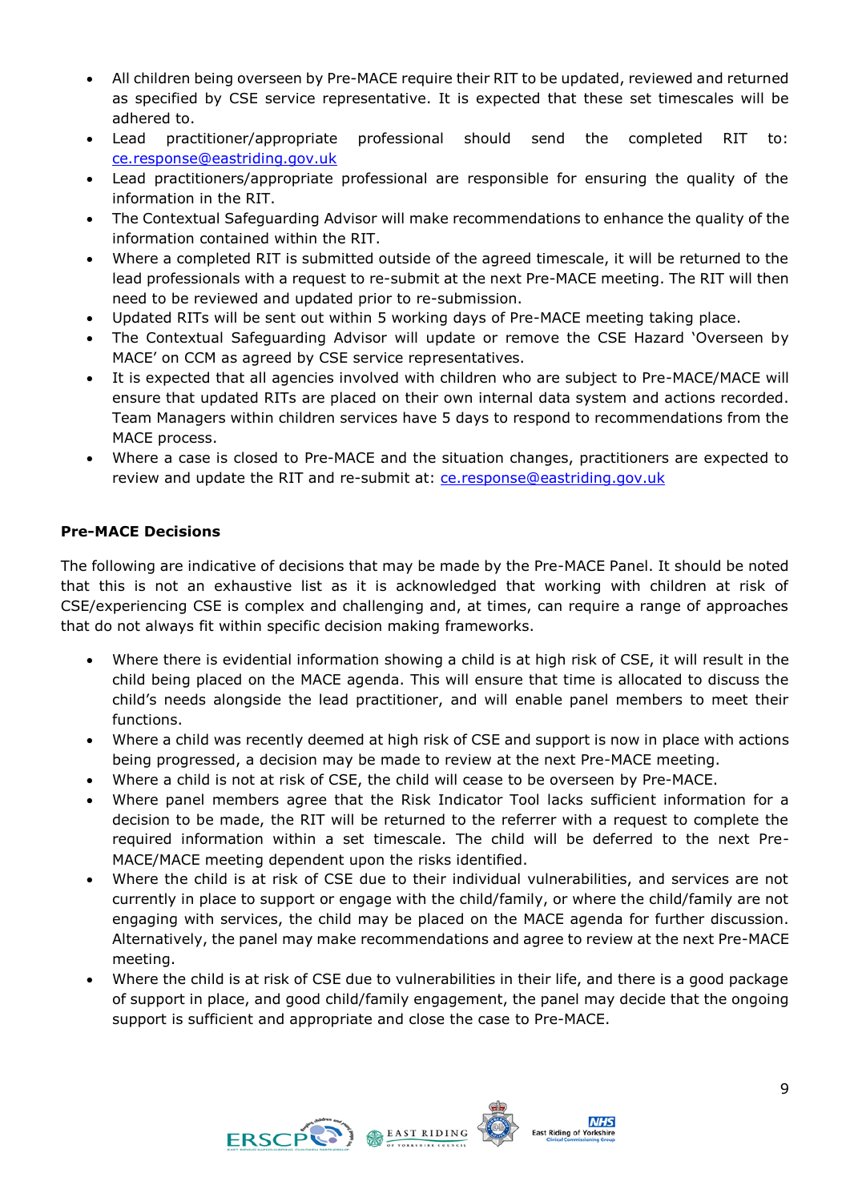- All children being overseen by Pre-MACE require their RIT to be updated, reviewed and returned as specified by CSE service representative. It is expected that these set timescales will be adhered to.
- Lead practitioner/appropriate professional should send the completed RIT to: ce.response@eastriding.gov.uk
- Lead practitioners/appropriate professional are responsible for ensuring the quality of the information in the RIT.
- The Contextual Safeguarding Advisor will make recommendations to enhance the quality of the information contained within the RIT.
- Where a completed RIT is submitted outside of the agreed timescale, it will be returned to the lead professionals with a request to re-submit at the next Pre-MACE meeting. The RIT will then need to be reviewed and updated prior to re-submission.
- Updated RITs will be sent out within 5 working days of Pre-MACE meeting taking place.
- The Contextual Safeguarding Advisor will update or remove the CSE Hazard 'Overseen by MACE' on CCM as agreed by CSE service representatives.
- It is expected that all agencies involved with children who are subject to Pre-MACE/MACE will ensure that updated RITs are placed on their own internal data system and actions recorded. Team Managers within children services have 5 days to respond to recommendations from the MACE process.
- Where a case is closed to Pre-MACE and the situation changes, practitioners are expected to review and update the RIT and re-submit at: ce.response@eastriding.gov.uk

**Pre-MACE Decisions**

The following are indicative of decisions that may be made by the Pre-MACE Panel. It should be noted that this is not an exhaustive list as it is acknowledged that working with children at risk of CSE/experiencing CSE is complex and challenging and, at times, can require a range of approaches that do not always fit within specific decision making frameworks.

- Where there is evidential information showing a child is at high risk of CSE, it will result in the child being placed on the MACE agenda. This will ensure that time is allocated to discuss the child's needs alongside the lead practitioner, and will enable panel members to meet their functions.
- Where a child was recently deemed at high risk of CSE and support is now in place with actions being progressed, a decision may be made to review at the next Pre-MACE meeting.
- Where a child is not at risk of CSE, the child will cease to be overseen by Pre-MACE.
- Where panel members agree that the Risk Indicator Tool lacks sufficient information for a decision to be made, the RIT will be returned to the referrer with a request to complete the required information within a set timescale. The child will be deferred to the next Pre-MACE/MACE meeting dependent upon the risks identified.
- Where the child is at risk of CSE due to their individual vulnerabilities, and services are not currently in place to support or engage with the child/family, or where the child/family are not engaging with services, the child may be placed on the MACE agenda for further discussion. Alternatively, the panel may make recommendations and agree to review at the next Pre-MACE meeting.
- Where the child is at risk of CSE due to vulnerabilities in their life, and there is a good package of support in place, and good child/family engagement, the panel may decide that the ongoing support is sufficient and appropriate and close the case to Pre-MACE.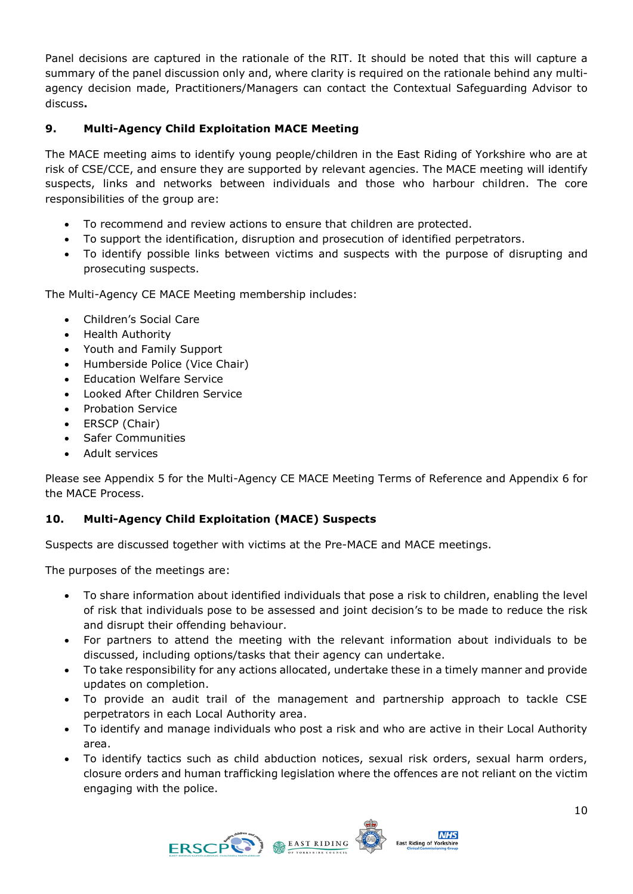Panel decisions are captured in the rationale of the RIT. It should be noted that this will capture a summary of the panel discussion only and, where clarity is required on the rationale behind any multi-agency decision made, Practitioners/Managers can contact the Contextual Safeguarding Advisor to discuss**.**

## 9. Multi-Agency Child Exploitation MACE Meeting

The MACE meeting aims to identify young people/children in the East Riding of Yorkshire who are at risk of CSE/CCE, and ensure they are supported by relevant agencies. The MACE meeting will identify suspects, links and networks between individuals and those who harbour children. The core responsibilities of the group are:

- To recommend and review actions to ensure that children are protected.
- To support the identification, disruption and prosecution of identified perpetrators.
- To identify possible links between victims and suspects with the purpose of disrupting and prosecuting suspects.

The Multi-Agency CE MACE Meeting membership includes:

- Children's Social Care
- Health Authority
- Youth and Family Support
- Humberside Police (Vice Chair)
- Education Welfare Service
- Looked After Children Service
- Probation Service
- ERSCP (Chair)
- Safer Communities
- Adult services

Please see Appendix 5 for the Multi-Agency CE MACE Meeting Terms of Reference and Appendix 6 for the MACE Process.

## 10. Multi-Agency Child Exploitation (MACE) Suspects

Suspects are discussed together with victims at the Pre-MACE and MACE meetings.

The purposes of the meetings are:

- To share information about identified individuals that pose a risk to children, enabling the level of risk that individuals pose to be assessed and joint decision's to be made to reduce the risk and disrupt their offending behaviour.
- For partners to attend the meeting with the relevant information about individuals to be discussed, including options/tasks that their agency can undertake.
- To take responsibility for any actions allocated, undertake these in a timely manner and provide updates on completion.
- To provide an audit trail of the management and partnership approach to tackle CSE perpetrators in each Local Authority area.
- To identify and manage individuals who post a risk and who are active in their Local Authority area.
- To identify tactics such as child abduction notices, sexual risk orders, sexual harm orders, closure orders and human trafficking legislation where the offences are not reliant on the victim engaging with the police.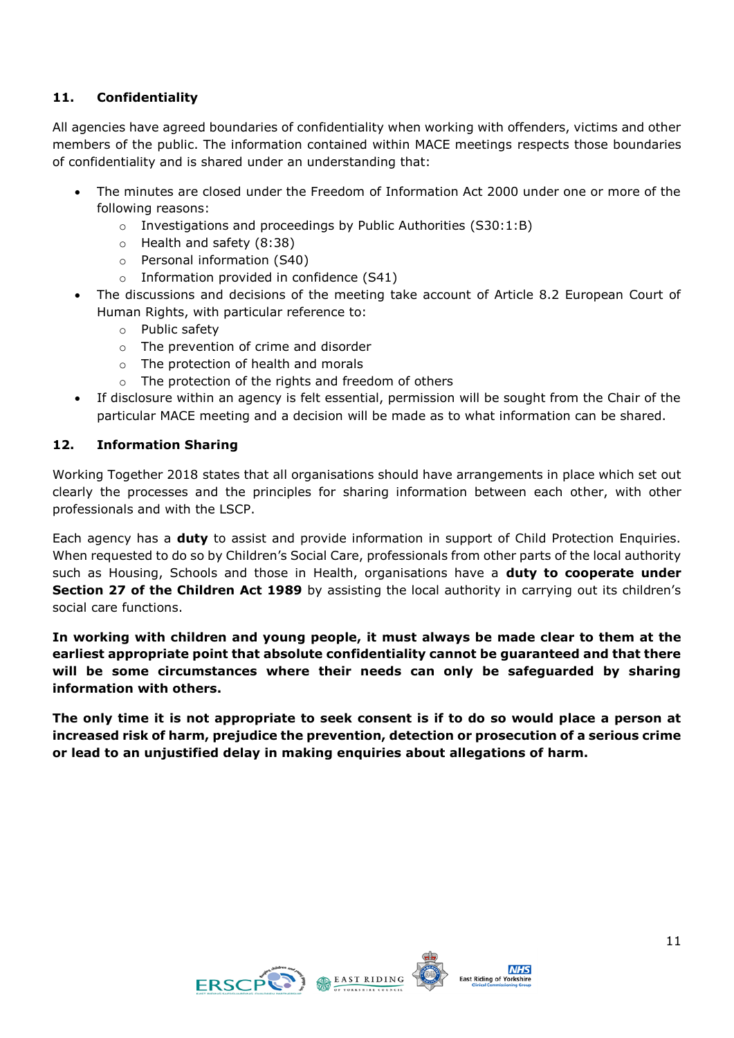## 11. Confidentiality

All agencies have agreed boundaries of confidentiality when working with offenders, victims and other members of the public. The information contained within MACE meetings respects those boundaries of confidentiality and is shared under an understanding that:

- The minutes are closed under the Freedom of Information Act 2000 under one or more of the following reasons:
    - Investigations and proceedings by Public Authorities (S30:1:B)
    - Health and safety (8:38)
    - Personal information (S40)
    - Information provided in confidence (S41)
- The discussions and decisions of the meeting take account of Article 8.2 European Court of Human Rights, with particular reference to:
    - Public safety
    - The prevention of crime and disorder
    - The protection of health and morals
    - The protection of the rights and freedom of others
- If disclosure within an agency is felt essential, permission will be sought from the Chair of the particular MACE meeting and a decision will be made as to what information can be shared.

## 12. Information Sharing

Working Together 2018 states that all organisations should have arrangements in place which set out clearly the processes and the principles for sharing information between each other, with other professionals and with the LSCP.

Each agency has a **duty** to assist and provide information in support of Child Protection Enquiries. When requested to do so by Children's Social Care, professionals from other parts of the local authority such as Housing, Schools and those in Health, organisations have a **duty to cooperate under Section 27 of the Children Act 1989** by assisting the local authority in carrying out its children's social care functions.

**In working with children and young people, it must always be made clear to them at the earliest appropriate point that absolute confidentiality cannot be guaranteed and that there will be some circumstances where their needs can only be safeguarded by sharing information with others.**

**The only time it is not appropriate to seek consent is if to do so would place a person at increased risk of harm, prejudice the prevention, detection or prosecution of a serious crime or lead to an unjustified delay in making enquiries about allegations of harm.**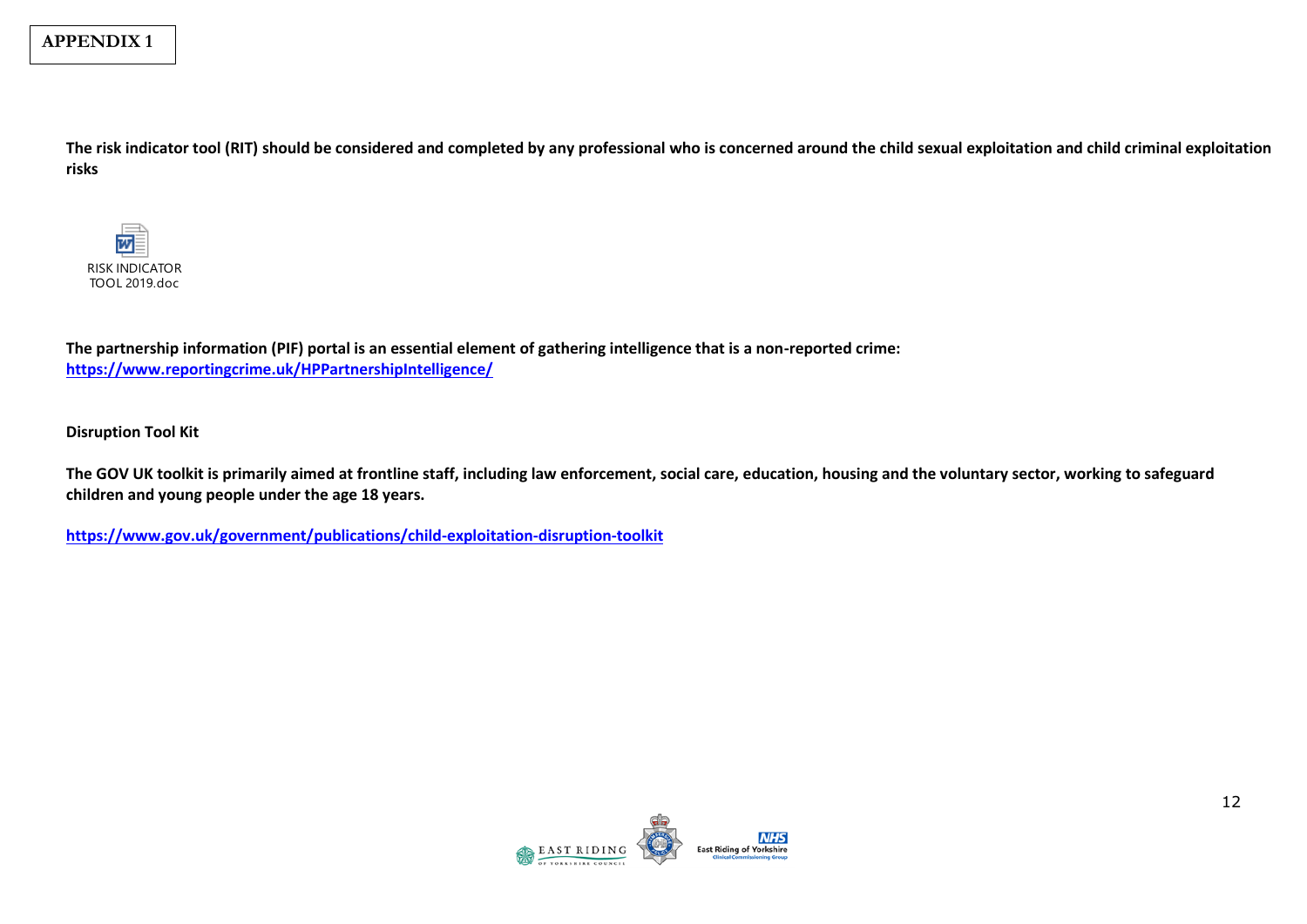**APPENDIX 1**

**The risk indicator tool (RIT) should be considered and completed by any professional who is concerned around the child sexual exploitation and child criminal exploitation risks**

RISK INDICATOR TOOL 2019.doc

**The partnership information (PIF) portal is an essential element of gathering intelligence that is a non-reported crime:**
**https://www.reportingcrime.uk/HPPartnershipIntelligence/**

**Disruption Tool Kit**

**The GOV UK toolkit is primarily aimed at frontline staff, including law enforcement, social care, education, housing and the voluntary sector, working to safeguard children and young people under the age 18 years.**

**https://www.gov.uk/government/publications/child-exploitation-disruption-toolkit**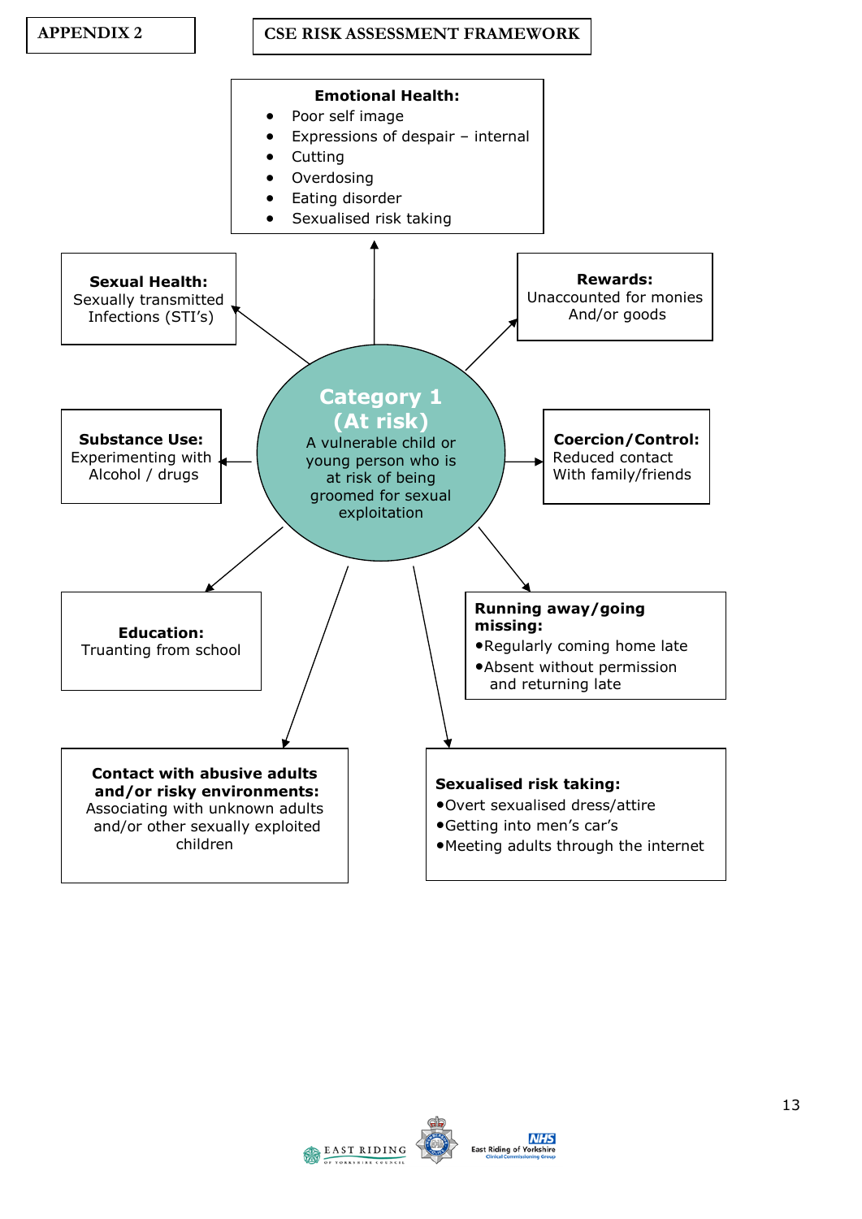APPENDIX 2

# CSE RISK ASSESSMENT FRAMEWORK

**Category 1 (At risk)**
A vulnerable child or young person who is at risk of being groomed for sexual exploitation

**Emotional Health:**
- Poor self image
- Expressions of despair – internal
- Cutting
- Overdosing
- Eating disorder
- Sexualised risk taking

**Sexual Health:**
Sexually transmitted Infections (STI's)

**Rewards:**
Unaccounted for monies And/or goods

**Substance Use:**
Experimenting with Alcohol / drugs

**Coercion/Control:**
Reduced contact With family/friends

**Education:**
Truanting from school

**Running away/going missing:**
- Regularly coming home late
- Absent without permission and returning late

**Contact with abusive adults and/or risky environments:**
Associating with unknown adults and/or other sexually exploited children

**Sexualised risk taking:**
- Overt sexualised dress/attire
- Getting into men's car's
- Meeting adults through the internet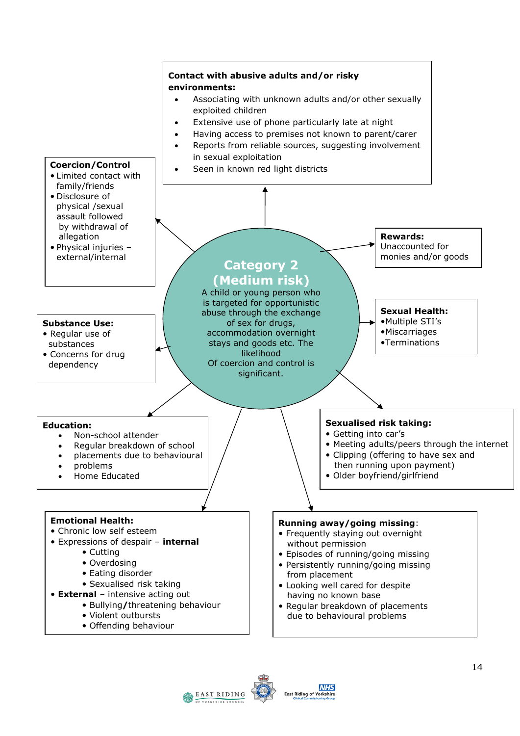## Category 2 (Medium risk)

A child or young person who is targeted for opportunistic abuse through the exchange of sex for drugs, accommodation overnight stays and goods etc. The likelihood Of coercion and control is significant.

**Contact with abusive adults and/or risky environments:**

- Associating with unknown adults and/or other sexually exploited children
- Extensive use of phone particularly late at night
- Having access to premises not known to parent/carer
- Reports from reliable sources, suggesting involvement in sexual exploitation
- Seen in known red light districts

**Coercion/Control**

- Limited contact with family/friends
- Disclosure of physical /sexual assault followed by withdrawal of allegation
- Physical injuries – external/internal

**Rewards:**
Unaccounted for monies and/or goods

**Substance Use:**

- Regular use of substances
- Concerns for drug dependency

**Sexual Health:**

- Multiple STI's
- Miscarriages
- Terminations

**Education:**

- Non-school attender
- Regular breakdown of school
- placements due to behavioural
- problems
- Home Educated

**Sexualised risk taking:**

- Getting into car's
- Meeting adults/peers through the internet
- Clipping (offering to have sex and then running upon payment)
- Older boyfriend/girlfriend

**Emotional Health:**

- Chronic low self esteem
- Expressions of despair – **internal**
  - Cutting
  - Overdosing
  - Eating disorder
  - Sexualised risk taking
- **External** – intensive acting out
  - Bullying**/**threatening behaviour
  - Violent outbursts
  - Offending behaviour

**Running away/going missing**:

- Frequently staying out overnight without permission
- Episodes of running/going missing
- Persistently running/going missing from placement
- Looking well cared for despite having no known base
- Regular breakdown of placements due to behavioural problems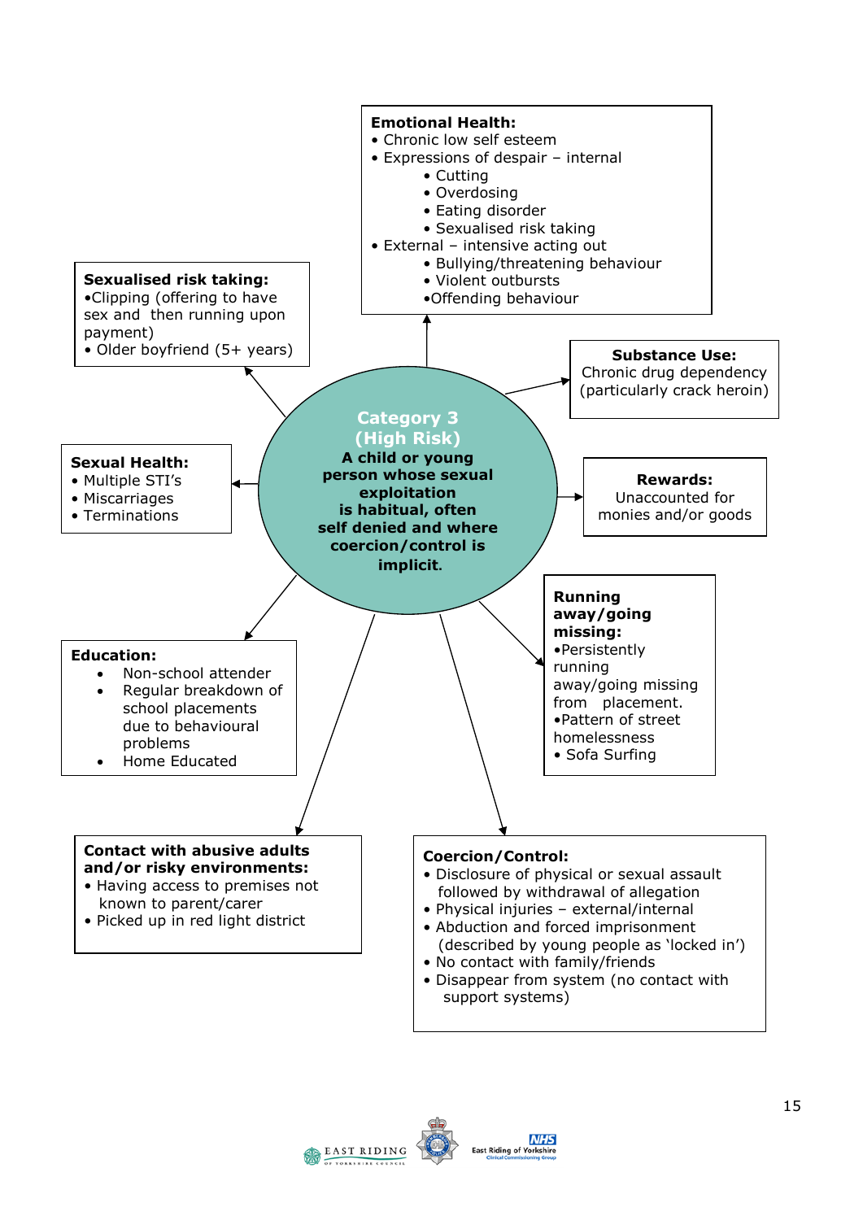**Category 3 (High Risk)**

**A child or young person whose sexual exploitation is habitual, often self denied and where coercion/control is implicit.**

**Emotional Health:**
- Chronic low self esteem
- Expressions of despair – internal
    - Cutting
    - Overdosing
    - Eating disorder
    - Sexualised risk taking
- External – intensive acting out
    - Bullying/threatening behaviour
    - Violent outbursts
    - Offending behaviour

**Sexualised risk taking:**
- Clipping (offering to have sex and then running upon payment)
- Older boyfriend (5+ years)

**Substance Use:**
Chronic drug dependency (particularly crack heroin)

**Sexual Health:**
- Multiple STI's
- Miscarriages
- Terminations

**Rewards:**
Unaccounted for monies and/or goods

**Education:**
- Non-school attender
- Regular breakdown of school placements due to behavioural problems
- Home Educated

**Running away/going missing:**
- Persistently running away/going missing from placement.
- Pattern of street homelessness
- Sofa Surfing

**Contact with abusive adults and/or risky environments:**
- Having access to premises not known to parent/carer
- Picked up in red light district

**Coercion/Control:**
- Disclosure of physical or sexual assault followed by withdrawal of allegation
- Physical injuries – external/internal
- Abduction and forced imprisonment (described by young people as 'locked in')
- No contact with family/friends
- Disappear from system (no contact with support systems)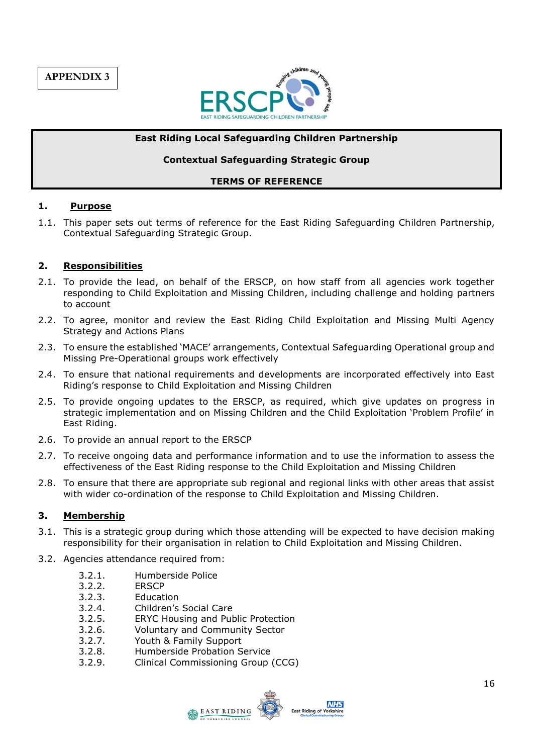APPENDIX 3

**East Riding Local Safeguarding Children Partnership**

**Contextual Safeguarding Strategic Group**

**TERMS OF REFERENCE**

## 1. Purpose

1.1. This paper sets out terms of reference for the East Riding Safeguarding Children Partnership, Contextual Safeguarding Strategic Group.

## 2. Responsibilities

2.1. To provide the lead, on behalf of the ERSCP, on how staff from all agencies work together responding to Child Exploitation and Missing Children, including challenge and holding partners to account

2.2. To agree, monitor and review the East Riding Child Exploitation and Missing Multi Agency Strategy and Actions Plans

2.3. To ensure the established 'MACE' arrangements, Contextual Safeguarding Operational group and Missing Pre-Operational groups work effectively

2.4. To ensure that national requirements and developments are incorporated effectively into East Riding's response to Child Exploitation and Missing Children

2.5. To provide ongoing updates to the ERSCP, as required, which give updates on progress in strategic implementation and on Missing Children and the Child Exploitation 'Problem Profile' in East Riding.

2.6. To provide an annual report to the ERSCP

2.7. To receive ongoing data and performance information and to use the information to assess the effectiveness of the East Riding response to the Child Exploitation and Missing Children

2.8. To ensure that there are appropriate sub regional and regional links with other areas that assist with wider co-ordination of the response to Child Exploitation and Missing Children.

## 3. Membership

3.1. This is a strategic group during which those attending will be expected to have decision making responsibility for their organisation in relation to Child Exploitation and Missing Children.

3.2. Agencies attendance required from:

3.2.1. Humberside Police
3.2.2. ERSCP
3.2.3. Education
3.2.4. Children's Social Care
3.2.5. ERYC Housing and Public Protection
3.2.6. Voluntary and Community Sector
3.2.7. Youth & Family Support
3.2.8. Humberside Probation Service
3.2.9. Clinical Commissioning Group (CCG)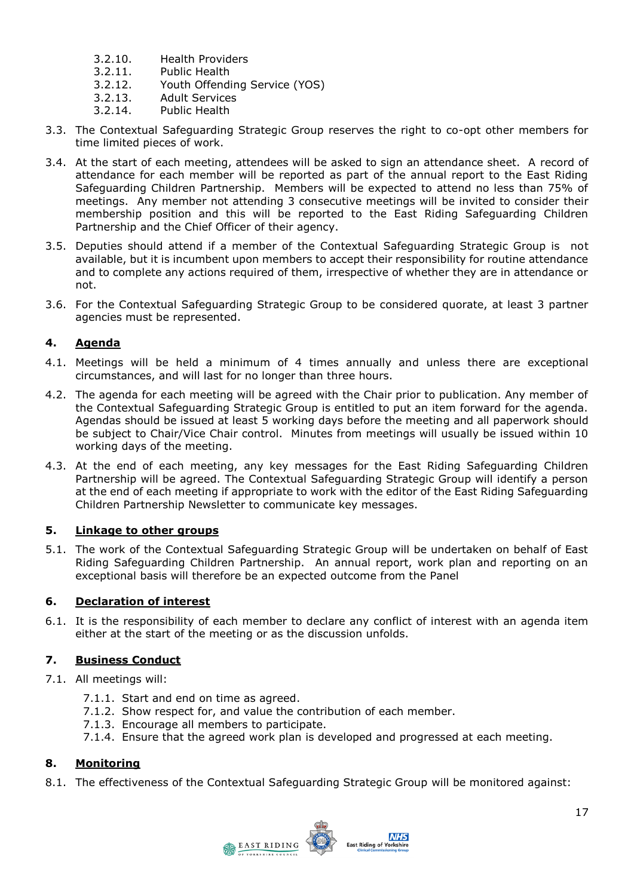- 3.2.10. Health Providers
- 3.2.11. Public Health
- 3.2.12. Youth Offending Service (YOS)
- 3.2.13. Adult Services
- 3.2.14. Public Health

3.3. The Contextual Safeguarding Strategic Group reserves the right to co-opt other members for time limited pieces of work.

3.4. At the start of each meeting, attendees will be asked to sign an attendance sheet. A record of attendance for each member will be reported as part of the annual report to the East Riding Safeguarding Children Partnership. Members will be expected to attend no less than 75% of meetings. Any member not attending 3 consecutive meetings will be invited to consider their membership position and this will be reported to the East Riding Safeguarding Children Partnership and the Chief Officer of their agency.

3.5. Deputies should attend if a member of the Contextual Safeguarding Strategic Group is not available, but it is incumbent upon members to accept their responsibility for routine attendance and to complete any actions required of them, irrespective of whether they are in attendance or not.

3.6. For the Contextual Safeguarding Strategic Group to be considered quorate, at least 3 partner agencies must be represented.

## 4. Agenda

4.1. Meetings will be held a minimum of 4 times annually and unless there are exceptional circumstances, and will last for no longer than three hours.

4.2. The agenda for each meeting will be agreed with the Chair prior to publication. Any member of the Contextual Safeguarding Strategic Group is entitled to put an item forward for the agenda. Agendas should be issued at least 5 working days before the meeting and all paperwork should be subject to Chair/Vice Chair control. Minutes from meetings will usually be issued within 10 working days of the meeting.

4.3. At the end of each meeting, any key messages for the East Riding Safeguarding Children Partnership will be agreed. The Contextual Safeguarding Strategic Group will identify a person at the end of each meeting if appropriate to work with the editor of the East Riding Safeguarding Children Partnership Newsletter to communicate key messages.

## 5. Linkage to other groups

5.1. The work of the Contextual Safeguarding Strategic Group will be undertaken on behalf of East Riding Safeguarding Children Partnership. An annual report, work plan and reporting on an exceptional basis will therefore be an expected outcome from the Panel

## 6. Declaration of interest

6.1. It is the responsibility of each member to declare any conflict of interest with an agenda item either at the start of the meeting or as the discussion unfolds.

## 7. Business Conduct

7.1. All meetings will:

- 7.1.1. Start and end on time as agreed.
- 7.1.2. Show respect for, and value the contribution of each member.
- 7.1.3. Encourage all members to participate.
- 7.1.4. Ensure that the agreed work plan is developed and progressed at each meeting.

## 8. Monitoring

8.1. The effectiveness of the Contextual Safeguarding Strategic Group will be monitored against: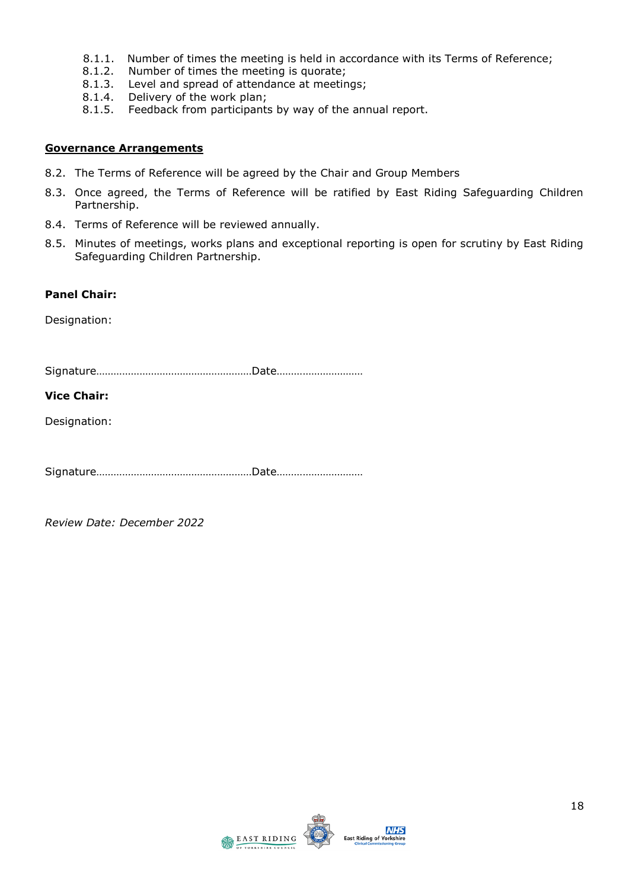8.1.1. Number of times the meeting is held in accordance with its Terms of Reference;
8.1.2. Number of times the meeting is quorate;
8.1.3. Level and spread of attendance at meetings;
8.1.4. Delivery of the work plan;
8.1.5. Feedback from participants by way of the annual report.

**Governance Arrangements**

8.2. The Terms of Reference will be agreed by the Chair and Group Members

8.3. Once agreed, the Terms of Reference will be ratified by East Riding Safeguarding Children Partnership.

8.4. Terms of Reference will be reviewed annually.

8.5. Minutes of meetings, works plans and exceptional reporting is open for scrutiny by East Riding Safeguarding Children Partnership.

**Panel Chair:**

Designation:

Signature………………………………………………Date………………………

**Vice Chair:**

Designation:

Signature………………………………………………Date………………………

*Review Date: December 2022*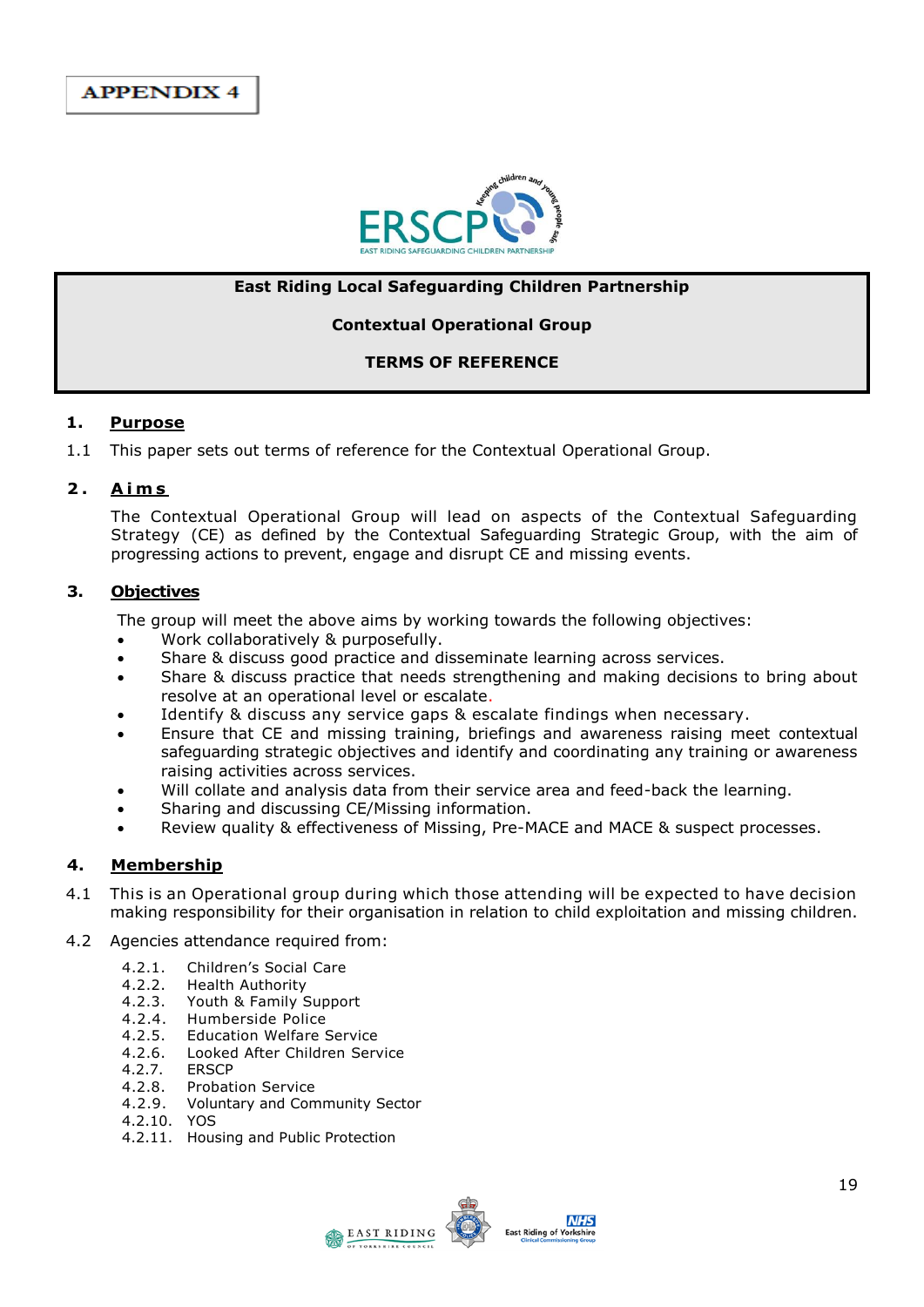APPENDIX 4

**East Riding Local Safeguarding Children Partnership**

**Contextual Operational Group**

**TERMS OF REFERENCE**

## 1. Purpose

1.1 This paper sets out terms of reference for the Contextual Operational Group.

## 2. Aims

The Contextual Operational Group will lead on aspects of the Contextual Safeguarding Strategy (CE) as defined by the Contextual Safeguarding Strategic Group, with the aim of progressing actions to prevent, engage and disrupt CE and missing events.

## 3. Objectives

The group will meet the above aims by working towards the following objectives:

- Work collaboratively & purposefully.
- Share & discuss good practice and disseminate learning across services.
- Share & discuss practice that needs strengthening and making decisions to bring about resolve at an operational level or escalate.
- Identify & discuss any service gaps & escalate findings when necessary.
- Ensure that CE and missing training, briefings and awareness raising meet contextual safeguarding strategic objectives and identify and coordinating any training or awareness raising activities across services.
- Will collate and analysis data from their service area and feed-back the learning.
- Sharing and discussing CE/Missing information.
- Review quality & effectiveness of Missing, Pre-MACE and MACE & suspect processes.

## 4. Membership

4.1 This is an Operational group during which those attending will be expected to have decision making responsibility for their organisation in relation to child exploitation and missing children.

4.2 Agencies attendance required from:

4.2.1. Children's Social Care
4.2.2. Health Authority
4.2.3. Youth & Family Support
4.2.4. Humberside Police
4.2.5. Education Welfare Service
4.2.6. Looked After Children Service
4.2.7. ERSCP
4.2.8. Probation Service
4.2.9. Voluntary and Community Sector
4.2.10. YOS
4.2.11. Housing and Public Protection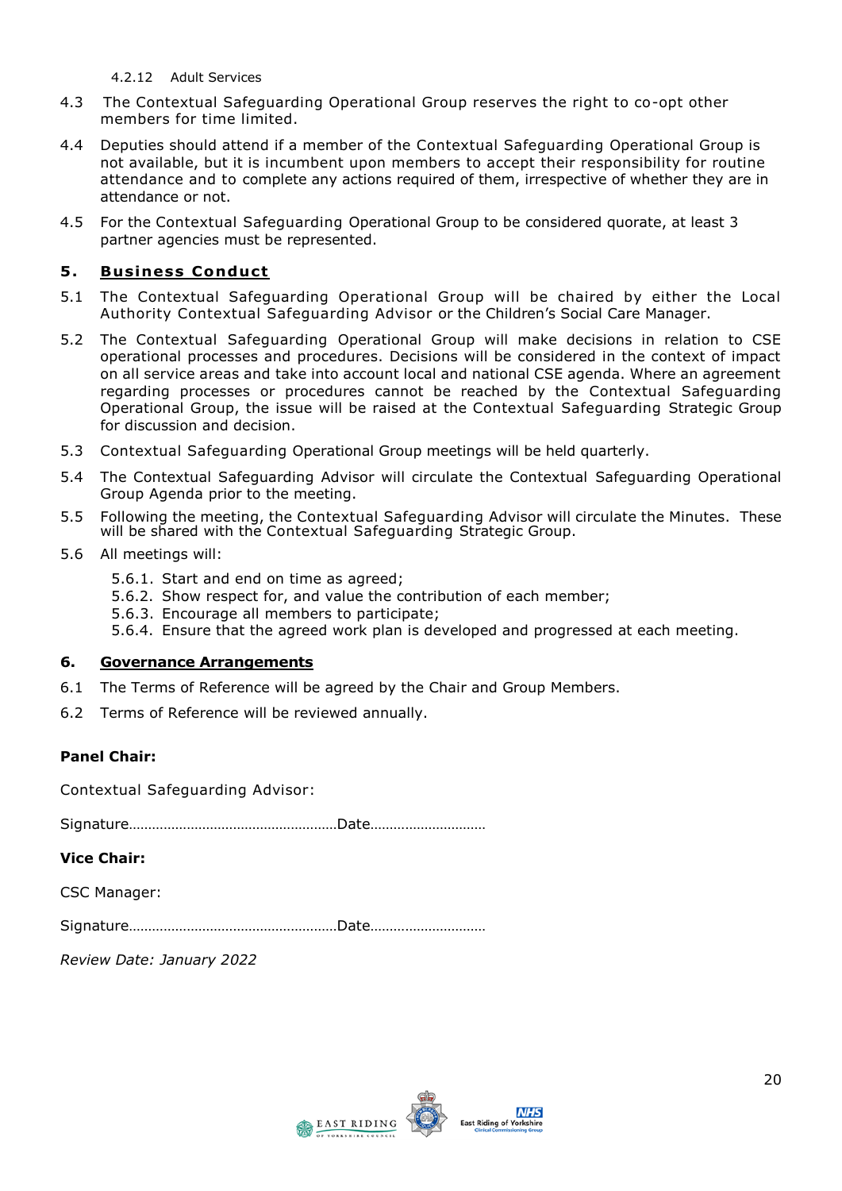4.2.12 Adult Services

4.3 The Contextual Safeguarding Operational Group reserves the right to co-opt other members for time limited.

4.4 Deputies should attend if a member of the Contextual Safeguarding Operational Group is not available, but it is incumbent upon members to accept their responsibility for routine attendance and to complete any actions required of them, irrespective of whether they are in attendance or not.

4.5 For the Contextual Safeguarding Operational Group to be considered quorate, at least 3 partner agencies must be represented.

## 5. Business Conduct

5.1 The Contextual Safeguarding Operational Group will be chaired by either the Local Authority Contextual Safeguarding Advisor or the Children's Social Care Manager.

5.2 The Contextual Safeguarding Operational Group will make decisions in relation to CSE operational processes and procedures. Decisions will be considered in the context of impact on all service areas and take into account local and national CSE agenda. Where an agreement regarding processes or procedures cannot be reached by the Contextual Safeguarding Operational Group, the issue will be raised at the Contextual Safeguarding Strategic Group for discussion and decision.

5.3 Contextual Safeguarding Operational Group meetings will be held quarterly.

5.4 The Contextual Safeguarding Advisor will circulate the Contextual Safeguarding Operational Group Agenda prior to the meeting.

5.5 Following the meeting, the Contextual Safeguarding Advisor will circulate the Minutes. These will be shared with the Contextual Safeguarding Strategic Group.

5.6 All meetings will:

5.6.1. Start and end on time as agreed;
5.6.2. Show respect for, and value the contribution of each member;
5.6.3. Encourage all members to participate;
5.6.4. Ensure that the agreed work plan is developed and progressed at each meeting.

## 6. Governance Arrangements

6.1 The Terms of Reference will be agreed by the Chair and Group Members.

6.2 Terms of Reference will be reviewed annually.

**Panel Chair:**

Contextual Safeguarding Advisor:

Signature………………………………………………Date…………………………

**Vice Chair:**

CSC Manager:

Signature………………………………………………Date…………………………

*Review Date: January 2022*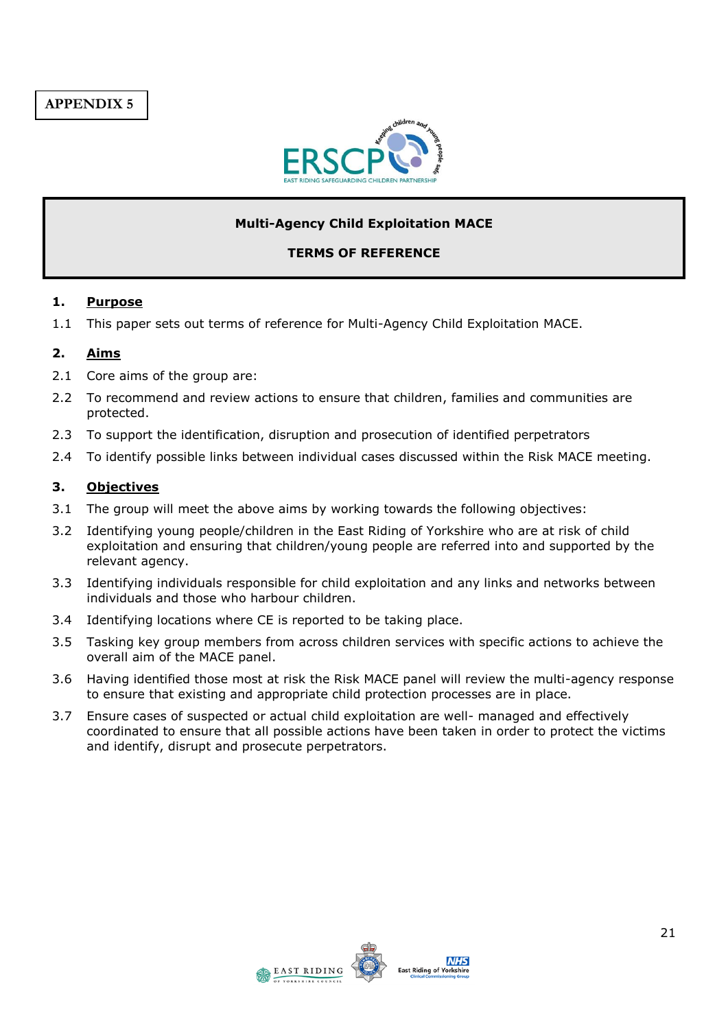**APPENDIX 5**

**Multi-Agency Child Exploitation MACE**

**TERMS OF REFERENCE**

## 1. Purpose

1.1 This paper sets out terms of reference for Multi-Agency Child Exploitation MACE.

## 2. Aims

2.1 Core aims of the group are:

2.2 To recommend and review actions to ensure that children, families and communities are protected.

2.3 To support the identification, disruption and prosecution of identified perpetrators

2.4 To identify possible links between individual cases discussed within the Risk MACE meeting.

## 3. Objectives

3.1 The group will meet the above aims by working towards the following objectives:

3.2 Identifying young people/children in the East Riding of Yorkshire who are at risk of child exploitation and ensuring that children/young people are referred into and supported by the relevant agency.

3.3 Identifying individuals responsible for child exploitation and any links and networks between individuals and those who harbour children.

3.4 Identifying locations where CE is reported to be taking place.

3.5 Tasking key group members from across children services with specific actions to achieve the overall aim of the MACE panel.

3.6 Having identified those most at risk the Risk MACE panel will review the multi-agency response to ensure that existing and appropriate child protection processes are in place.

3.7 Ensure cases of suspected or actual child exploitation are well- managed and effectively coordinated to ensure that all possible actions have been taken in order to protect the victims and identify, disrupt and prosecute perpetrators.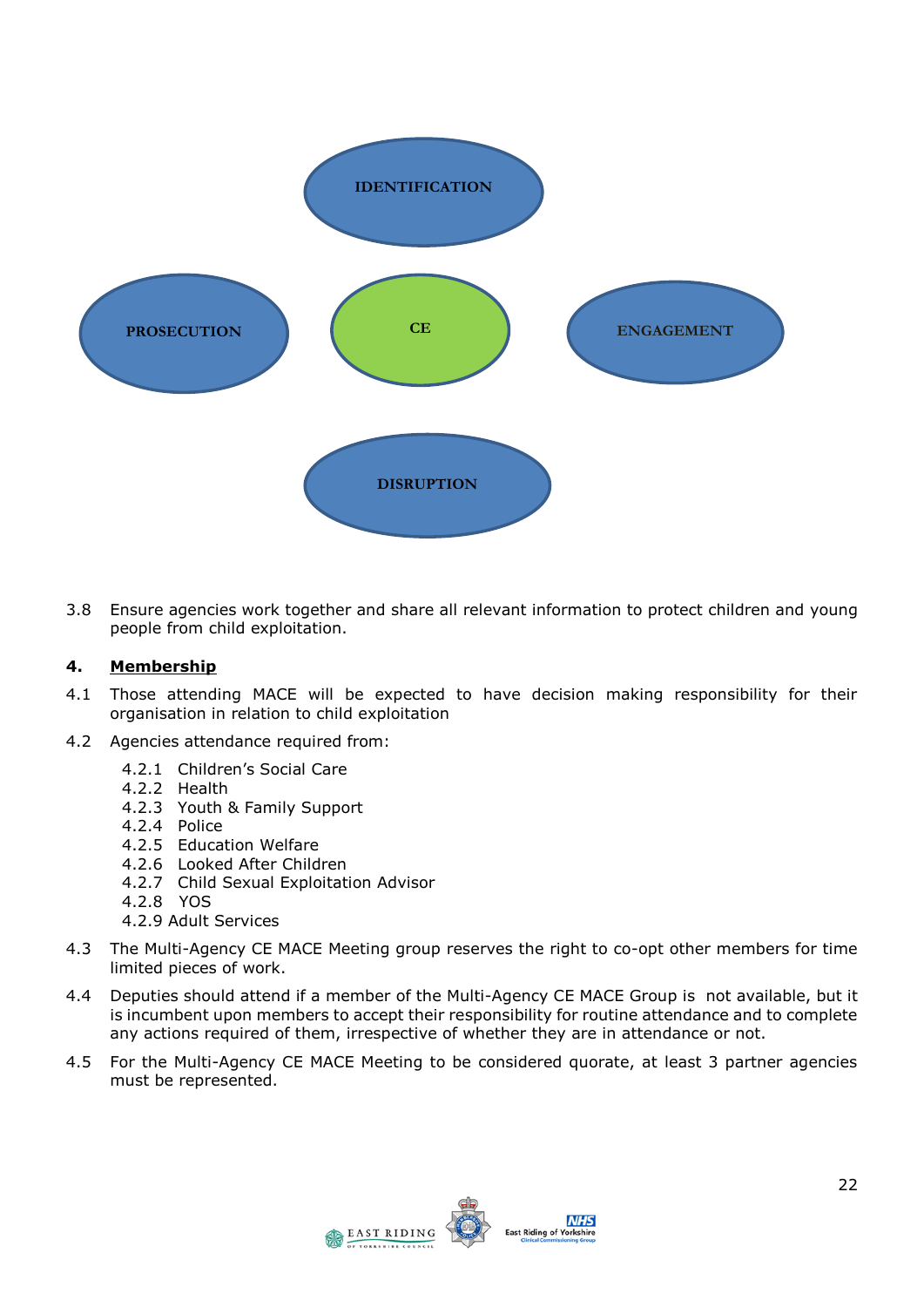IDENTIFICATION

PROSECUTION

CE

ENGAGEMENT

DISRUPTION

3.8 Ensure agencies work together and share all relevant information to protect children and young people from child exploitation.

## 4. Membership

4.1 Those attending MACE will be expected to have decision making responsibility for their organisation in relation to child exploitation

4.2 Agencies attendance required from:

- 4.2.1 Children's Social Care
- 4.2.2 Health
- 4.2.3 Youth & Family Support
- 4.2.4 Police
- 4.2.5 Education Welfare
- 4.2.6 Looked After Children
- 4.2.7 Child Sexual Exploitation Advisor
- 4.2.8 YOS
- 4.2.9 Adult Services

4.3 The Multi-Agency CE MACE Meeting group reserves the right to co-opt other members for time limited pieces of work.

4.4 Deputies should attend if a member of the Multi-Agency CE MACE Group is not available, but it is incumbent upon members to accept their responsibility for routine attendance and to complete any actions required of them, irrespective of whether they are in attendance or not.

4.5 For the Multi-Agency CE MACE Meeting to be considered quorate, at least 3 partner agencies must be represented.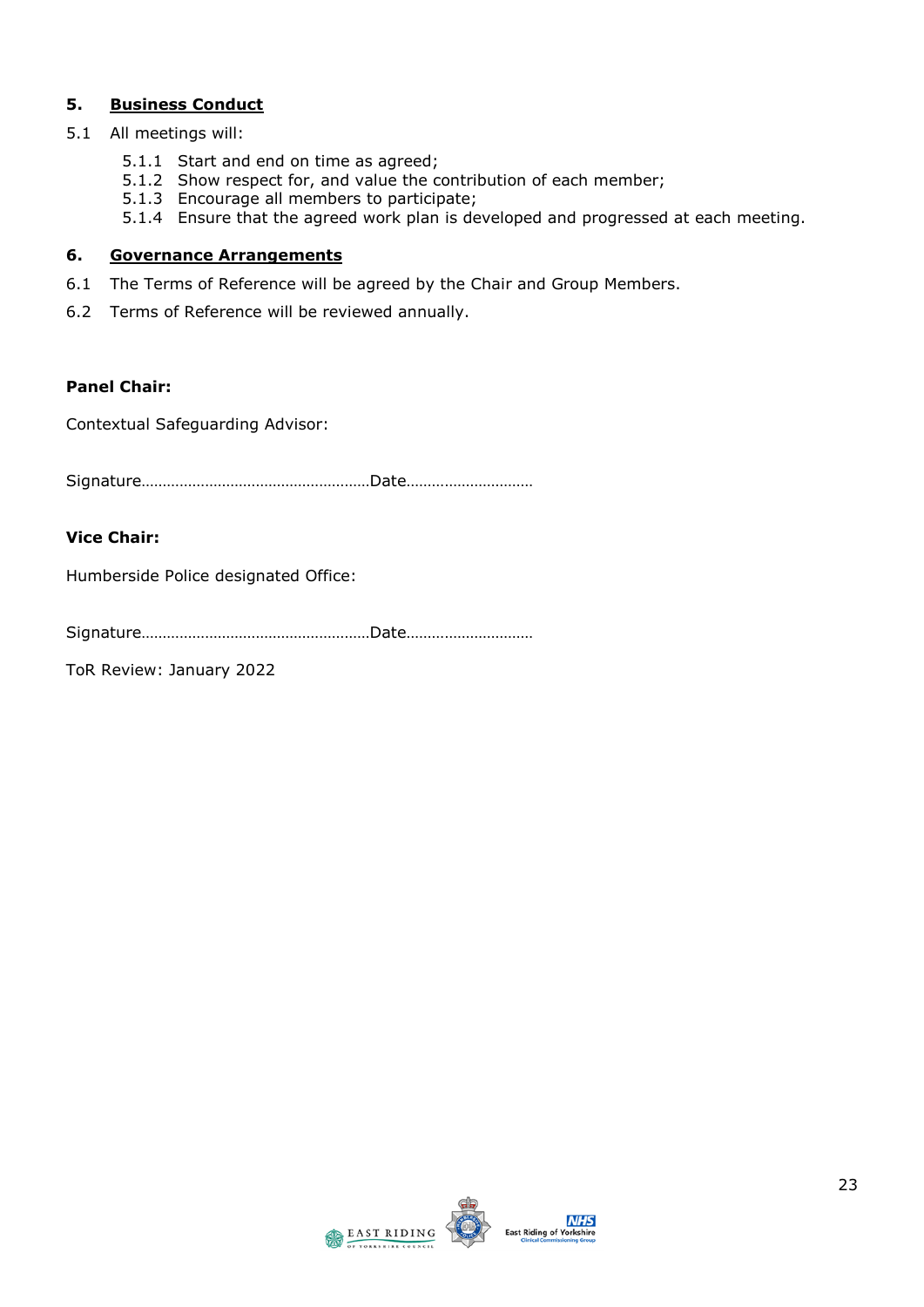## 5. **Business Conduct**

5.1 All meetings will:

- 5.1.1 Start and end on time as agreed;
- 5.1.2 Show respect for, and value the contribution of each member;
- 5.1.3 Encourage all members to participate;
- 5.1.4 Ensure that the agreed work plan is developed and progressed at each meeting.

## 6. **Governance Arrangements**

6.1 The Terms of Reference will be agreed by the Chair and Group Members.

6.2 Terms of Reference will be reviewed annually.

**Panel Chair:**

Contextual Safeguarding Advisor:

Signature………………………………………………Date………………………..

**Vice Chair:**

Humberside Police designated Office:

Signature………………………………………………Date………………………..

ToR Review: January 2022